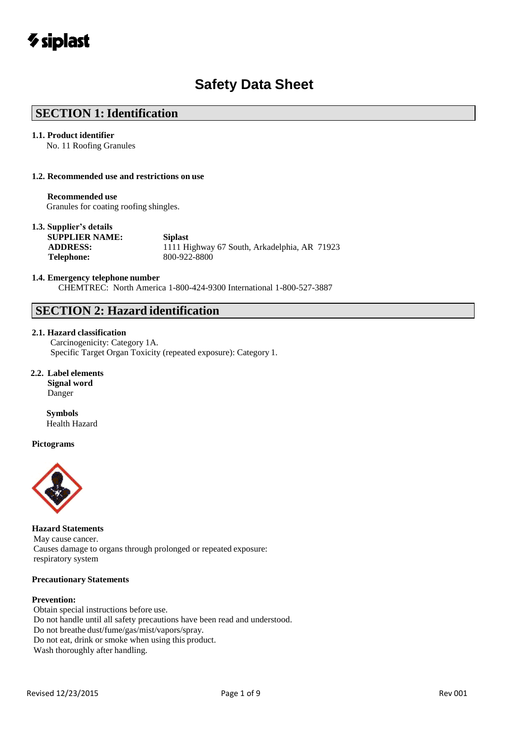siplast

# Safety Data Sheet

## SECTION 1: Identification

**1.1. Product identifier**

No. 11 Roofing Granules

**1.2. Recommended use and restrictions on use**

**Recommended use**

Granules for coating roofing shingles.

**1.3. Supplier's details**

| | |
|---|---|
| **SUPPLIER NAME:** | **Siplast** |
| **ADDRESS:** | 1111 Highway 67 South, Arkadelphia, AR 71923 |
| **Telephone:** | 800-922-8800 |

**1.4. Emergency telephone number**

CHEMTREC: North America 1-800-424-9300 International 1-800-527-3887

## SECTION 2: Hazard identification

**2.1. Hazard classification**

Carcinogenicity: Category 1A.

Specific Target Organ Toxicity (repeated exposure): Category 1.

**2.2. Label elements**

**Signal word**

Danger

**Symbols**

Health Hazard

**Pictograms**

**Hazard Statements**

May cause cancer.

Causes damage to organs through prolonged or repeated exposure: respiratory system

**Precautionary Statements**

**Prevention:**

Obtain special instructions before use.

Do not handle until all safety precautions have been read and understood.

Do not breathe dust/fume/gas/mist/vapors/spray.

Do not eat, drink or smoke when using this product.

Wash thoroughly after handling.

Revised 12/23/2015 | Rev 001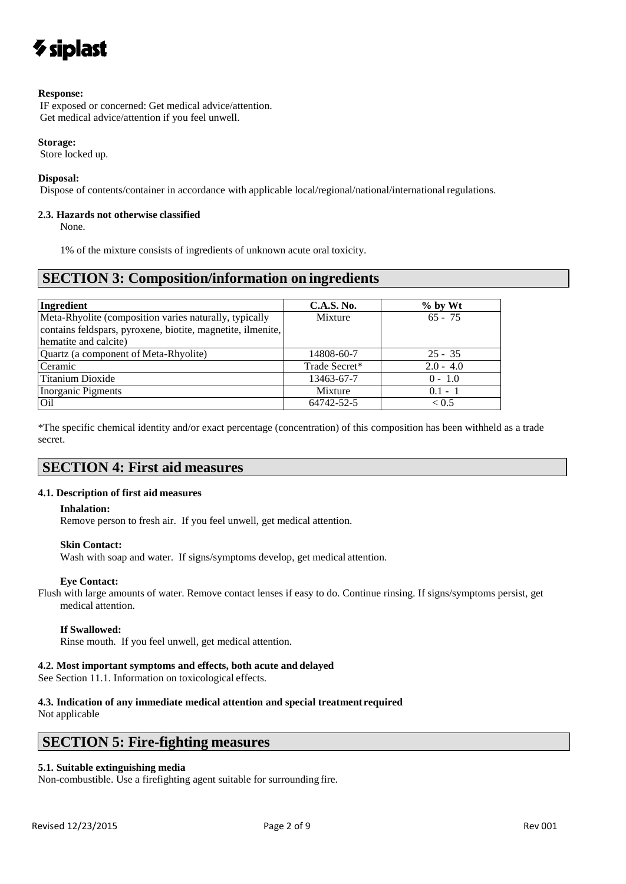**Response:**

IF exposed or concerned: Get medical advice/attention.
Get medical advice/attention if you feel unwell.

**Storage:**

Store locked up.

**Disposal:**

Dispose of contents/container in accordance with applicable local/regional/national/international regulations.

**2.3. Hazards not otherwise classified**

None.

1% of the mixture consists of ingredients of unknown acute oral toxicity.

## SECTION 3: Composition/information on ingredients

| Ingredient | C.A.S. No. | % by Wt |
|---|---|---|
| Meta-Rhyolite (composition varies naturally, typically contains feldspars, pyroxene, biotite, magnetite, ilmenite, hematite and calcite) | Mixture | 65 - 75 |
| Quartz (a component of Meta-Rhyolite) | 14808-60-7 | 25 - 35 |
| Ceramic | Trade Secret* | 2.0 - 4.0 |
| Titanium Dioxide | 13463-67-7 | 0 - 1.0 |
| Inorganic Pigments | Mixture | 0.1 - 1 |
| Oil | 64742-52-5 | < 0.5 |

*The specific chemical identity and/or exact percentage (concentration) of this composition has been withheld as a trade secret.

## SECTION 4: First aid measures

**4.1. Description of first aid measures**

**Inhalation:**

Remove person to fresh air. If you feel unwell, get medical attention.

**Skin Contact:**

Wash with soap and water. If signs/symptoms develop, get medical attention.

**Eye Contact:**

Flush with large amounts of water. Remove contact lenses if easy to do. Continue rinsing. If signs/symptoms persist, get medical attention.

**If Swallowed:**

Rinse mouth. If you feel unwell, get medical attention.

**4.2. Most important symptoms and effects, both acute and delayed**

See Section 11.1. Information on toxicological effects.

**4.3. Indication of any immediate medical attention and special treatment required**

Not applicable

## SECTION 5: Fire-fighting measures

**5.1. Suitable extinguishing media**

Non-combustible. Use a firefighting agent suitable for surrounding fire.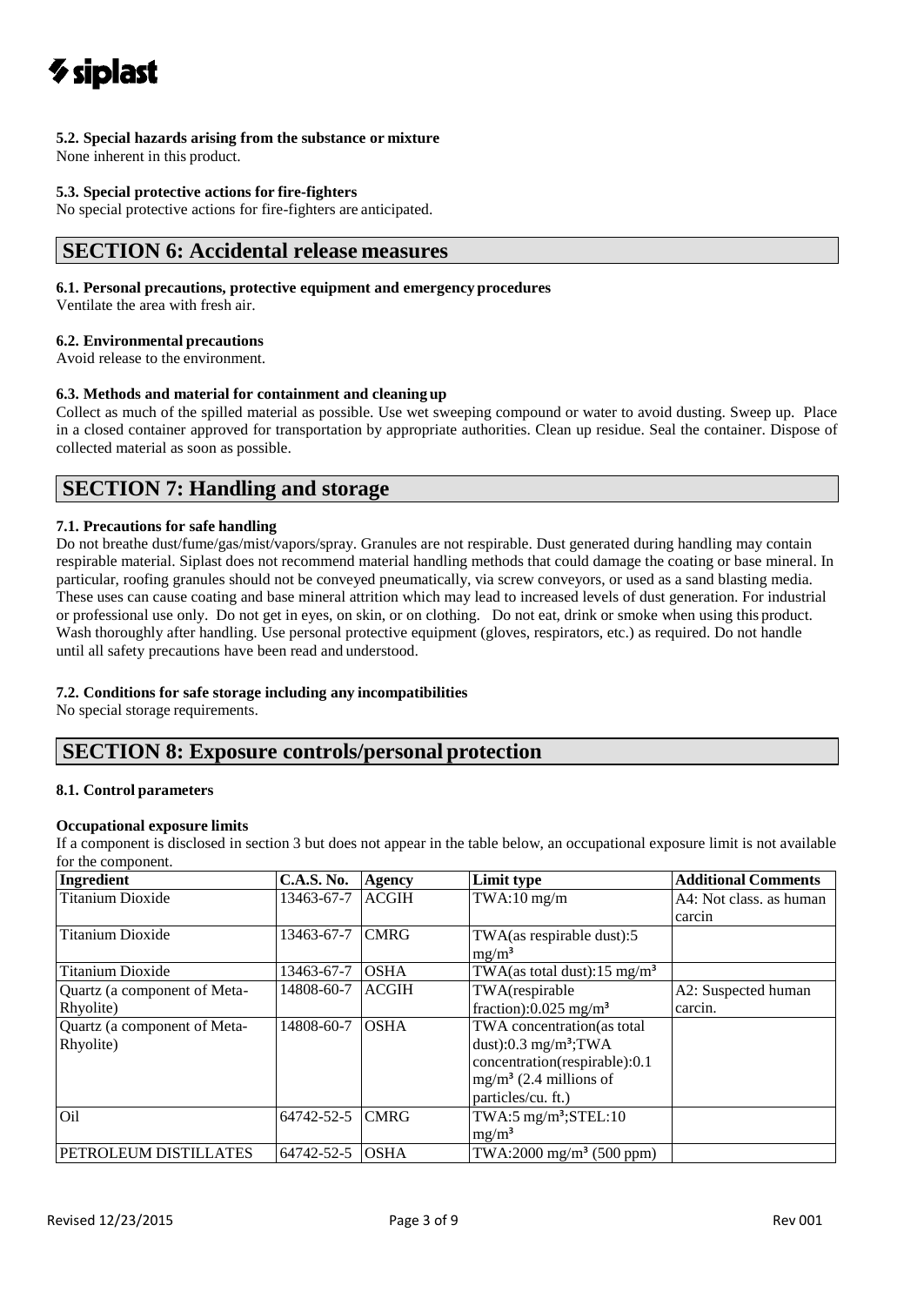**5.2. Special hazards arising from the substance or mixture**

None inherent in this product.

**5.3. Special protective actions for fire-fighters**

No special protective actions for fire-fighters are anticipated.

## SECTION 6: Accidental release measures

**6.1. Personal precautions, protective equipment and emergency procedures**

Ventilate the area with fresh air.

**6.2. Environmental precautions**

Avoid release to the environment.

**6.3. Methods and material for containment and cleaning up**

Collect as much of the spilled material as possible. Use wet sweeping compound or water to avoid dusting. Sweep up. Place in a closed container approved for transportation by appropriate authorities. Clean up residue. Seal the container. Dispose of collected material as soon as possible.

## SECTION 7: Handling and storage

**7.1. Precautions for safe handling**

Do not breathe dust/fume/gas/mist/vapors/spray. Granules are not respirable. Dust generated during handling may contain respirable material. Siplast does not recommend material handling methods that could damage the coating or base mineral. In particular, roofing granules should not be conveyed pneumatically, via screw conveyors, or used as a sand blasting media. These uses can cause coating and base mineral attrition which may lead to increased levels of dust generation. For industrial or professional use only. Do not get in eyes, on skin, or on clothing. Do not eat, drink or smoke when using this product. Wash thoroughly after handling. Use personal protective equipment (gloves, respirators, etc.) as required. Do not handle until all safety precautions have been read and understood.

**7.2. Conditions for safe storage including any incompatibilities**

No special storage requirements.

## SECTION 8: Exposure controls/personal protection

**8.1. Control parameters**

**Occupational exposure limits**

If a component is disclosed in section 3 but does not appear in the table below, an occupational exposure limit is not available for the component.

| Ingredient | C.A.S. No. | Agency | Limit type | Additional Comments |
|---|---|---|---|---|
| Titanium Dioxide | 13463-67-7 | ACGIH | TWA:10 mg/m | A4: Not class. as human carcin |
| Titanium Dioxide | 13463-67-7 | CMRG | TWA(as respirable dust):5 $mg/m^3$ | |
| Titanium Dioxide | 13463-67-7 | OSHA | TWA(as total dust):15 $mg/m^3$ | |
| Quartz (a component of Meta-Rhyolite) | 14808-60-7 | ACGIH | TWA(respirable fraction):0.025 $mg/m^3$ | A2: Suspected human carcin. |
| Quartz (a component of Meta-Rhyolite) | 14808-60-7 | OSHA | TWA concentration(as total dust):0.3 $mg/m^3$;TWA concentration(respirable):0.1 $mg/m^3$ (2.4 millions of particles/cu. ft.) | |
| Oil | 64742-52-5 | CMRG | TWA:5 $mg/m^3$;STEL:10 $mg/m^3$ | |
| PETROLEUM DISTILLATES | 64742-52-5 | OSHA | TWA:2000 $mg/m^3$ (500 ppm) | |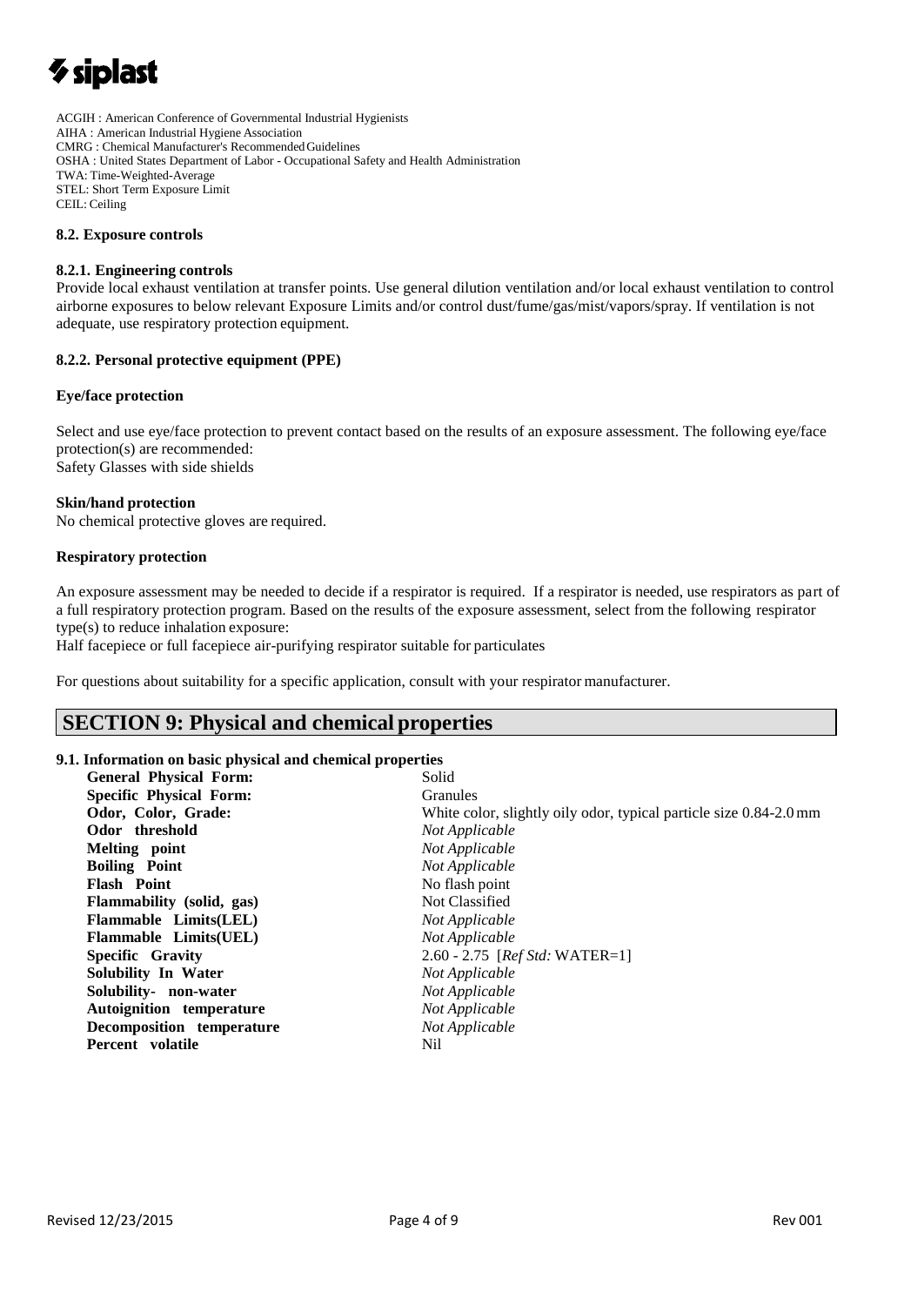ACGIH : American Conference of Governmental Industrial Hygienists
AIHA : American Industrial Hygiene Association
CMRG : Chemical Manufacturer's Recommended Guidelines
OSHA : United States Department of Labor - Occupational Safety and Health Administration
TWA: Time-Weighted-Average
STEL: Short Term Exposure Limit
CEIL: Ceiling

**8.2. Exposure controls**

**8.2.1. Engineering controls**

Provide local exhaust ventilation at transfer points. Use general dilution ventilation and/or local exhaust ventilation to control airborne exposures to below relevant Exposure Limits and/or control dust/fume/gas/mist/vapors/spray. If ventilation is not adequate, use respiratory protection equipment.

**8.2.2. Personal protective equipment (PPE)**

**Eye/face protection**

Select and use eye/face protection to prevent contact based on the results of an exposure assessment. The following eye/face protection(s) are recommended:
Safety Glasses with side shields

**Skin/hand protection**

No chemical protective gloves are required.

**Respiratory protection**

An exposure assessment may be needed to decide if a respirator is required. If a respirator is needed, use respirators as part of a full respiratory protection program. Based on the results of the exposure assessment, select from the following respirator type(s) to reduce inhalation exposure:
Half facepiece or full facepiece air-purifying respirator suitable for particulates

For questions about suitability for a specific application, consult with your respirator manufacturer.

## SECTION 9: Physical and chemical properties

**9.1. Information on basic physical and chemical properties**

| | |
|---|---|
| **General Physical Form:** | Solid |
| **Specific Physical Form:** | Granules |
| **Odor, Color, Grade:** | White color, slightly oily odor, typical particle size 0.84-2.0 mm |
| **Odor threshold** | *Not Applicable* |
| **Melting point** | *Not Applicable* |
| **Boiling Point** | *Not Applicable* |
| **Flash Point** | No flash point |
| **Flammability (solid, gas)** | Not Classified |
| **Flammable Limits(LEL)** | *Not Applicable* |
| **Flammable Limits(UEL)** | *Not Applicable* |
| **Specific Gravity** | 2.60 - 2.75 [*Ref Std:* WATER=1] |
| **Solubility In Water** | *Not Applicable* |
| **Solubility- non-water** | *Not Applicable* |
| **Autoignition temperature** | *Not Applicable* |
| **Decomposition temperature** | *Not Applicable* |
| **Percent volatile** | Nil |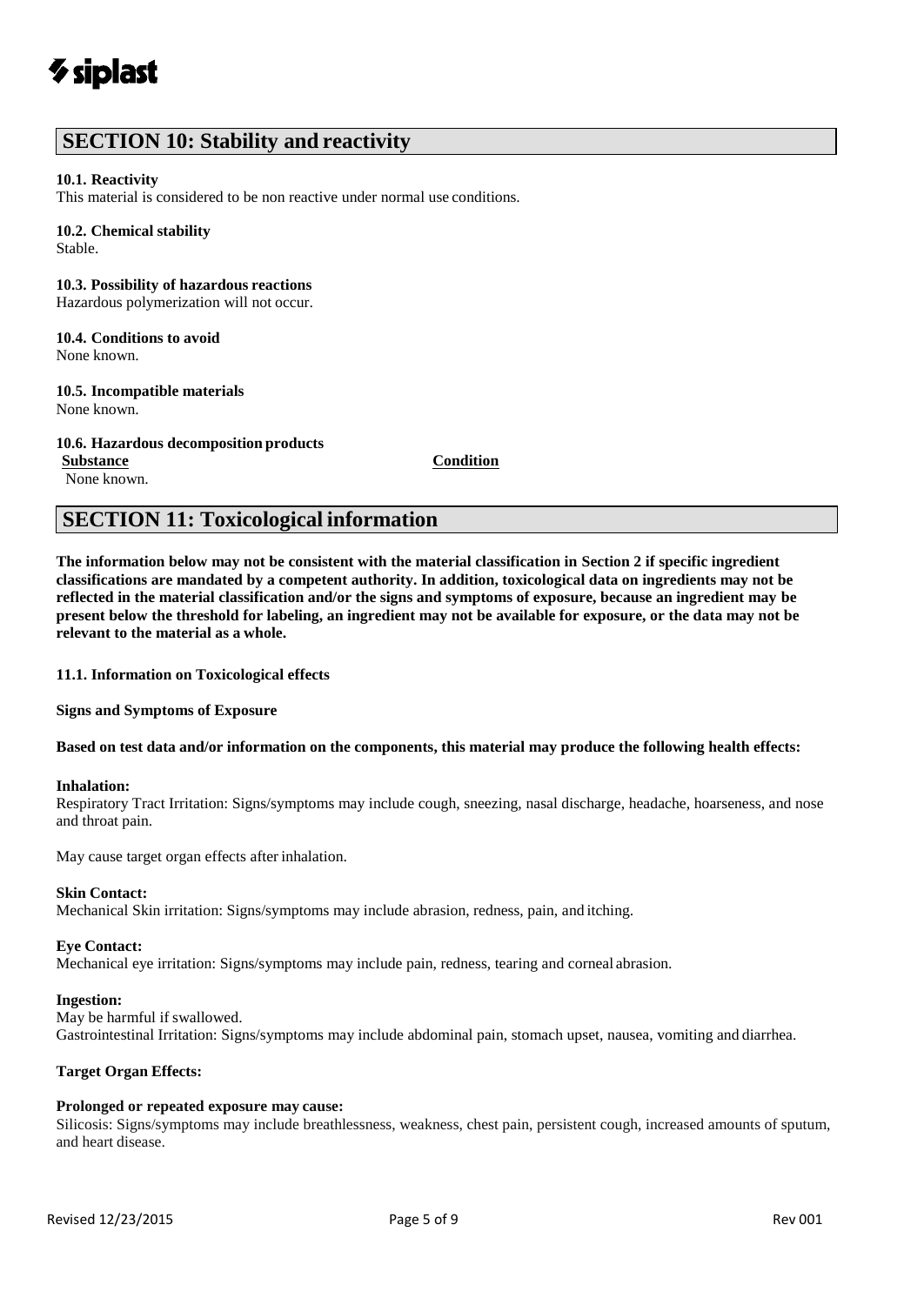## SECTION 10: Stability and reactivity

**10.1. Reactivity**
This material is considered to be non reactive under normal use conditions.

**10.2. Chemical stability**
Stable.

**10.3. Possibility of hazardous reactions**
Hazardous polymerization will not occur.

**10.4. Conditions to avoid**
None known.

**10.5. Incompatible materials**
None known.

**10.6. Hazardous decomposition products**

| Substance | Condition |
| --- | --- |
| None known. | |

## SECTION 11: Toxicological information

**The information below may not be consistent with the material classification in Section 2 if specific ingredient classifications are mandated by a competent authority. In addition, toxicological data on ingredients may not be reflected in the material classification and/or the signs and symptoms of exposure, because an ingredient may be present below the threshold for labeling, an ingredient may not be available for exposure, or the data may not be relevant to the material as a whole.**

**11.1. Information on Toxicological effects**

**Signs and Symptoms of Exposure**

**Based on test data and/or information on the components, this material may produce the following health effects:**

**Inhalation:**
Respiratory Tract Irritation: Signs/symptoms may include cough, sneezing, nasal discharge, headache, hoarseness, and nose and throat pain.

May cause target organ effects after inhalation.

**Skin Contact:**
Mechanical Skin irritation: Signs/symptoms may include abrasion, redness, pain, and itching.

**Eye Contact:**
Mechanical eye irritation: Signs/symptoms may include pain, redness, tearing and corneal abrasion.

**Ingestion:**
May be harmful if swallowed.
Gastrointestinal Irritation: Signs/symptoms may include abdominal pain, stomach upset, nausea, vomiting and diarrhea.

**Target Organ Effects:**

**Prolonged or repeated exposure may cause:**
Silicosis: Signs/symptoms may include breathlessness, weakness, chest pain, persistent cough, increased amounts of sputum, and heart disease.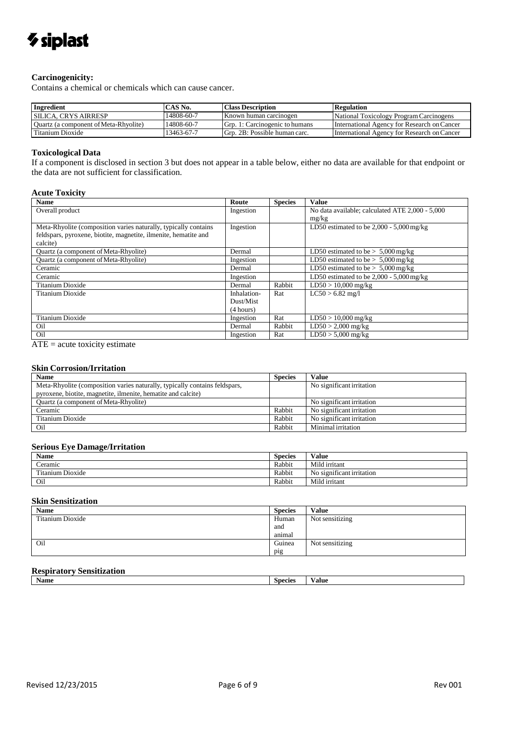**Carcinogenicity:**

Contains a chemical or chemicals which can cause cancer.

| Ingredient | CAS No. | Class Description | Regulation |
|---|---|---|---|
| SILICA, CRYS AIRRESP | 14808-60-7 | Known human carcinogen | National Toxicology Program Carcinogens |
| Quartz (a component of Meta-Rhyolite) | 14808-60-7 | Grp. 1: Carcinogenic to humans | International Agency for Research on Cancer |
| Titanium Dioxide | 13463-67-7 | Grp. 2B: Possible human carc. | International Agency for Research on Cancer |

**Toxicological Data**

If a component is disclosed in section 3 but does not appear in a table below, either no data are available for that endpoint or the data are not sufficient for classification.

**Acute Toxicity**

| Name | Route | Species | Value |
|---|---|---|---|
| Overall product | Ingestion | | No data available; calculated ATE 2,000 - 5,000 mg/kg |
| Meta-Rhyolite (composition varies naturally, typically contains feldspars, pyroxene, biotite, magnetite, ilmenite, hematite and calcite) | Ingestion | | LD50 estimated to be 2,000 - 5,000 mg/kg |
| Quartz (a component of Meta-Rhyolite) | Dermal | | LD50 estimated to be > 5,000 mg/kg |
| Quartz (a component of Meta-Rhyolite) | Ingestion | | LD50 estimated to be > 5,000 mg/kg |
| Ceramic | Dermal | | LD50 estimated to be > 5,000 mg/kg |
| Ceramic | Ingestion | | LD50 estimated to be 2,000 - 5,000 mg/kg |
| Titanium Dioxide | Dermal | Rabbit | LD50 > 10,000 mg/kg |
| Titanium Dioxide | Inhalation-Dust/Mist (4 hours) | Rat | LC50 > 6.82 mg/l |
| Titanium Dioxide | Ingestion | Rat | LD50 > 10,000 mg/kg |
| Oil | Dermal | Rabbit | LD50 > 2,000 mg/kg |
| Oil | Ingestion | Rat | LD50 > 5,000 mg/kg |

ATE = acute toxicity estimate

**Skin Corrosion/Irritation**

| Name | Species | Value |
|---|---|---|
| Meta-Rhyolite (composition varies naturally, typically contains feldspars, pyroxene, biotite, magnetite, ilmenite, hematite and calcite) | | No significant irritation |
| Quartz (a component of Meta-Rhyolite) | | No significant irritation |
| Ceramic | Rabbit | No significant irritation |
| Titanium Dioxide | Rabbit | No significant irritation |
| Oil | Rabbit | Minimal irritation |

**Serious Eye Damage/Irritation**

| Name | Species | Value |
|---|---|---|
| Ceramic | Rabbit | Mild irritant |
| Titanium Dioxide | Rabbit | No significant irritation |
| Oil | Rabbit | Mild irritant |

**Skin Sensitization**

| Name | Species | Value |
|---|---|---|
| Titanium Dioxide | Human and animal | Not sensitizing |
| Oil | Guinea pig | Not sensitizing |

**Respiratory Sensitization**

| Name | Species | Value |
|---|---|---|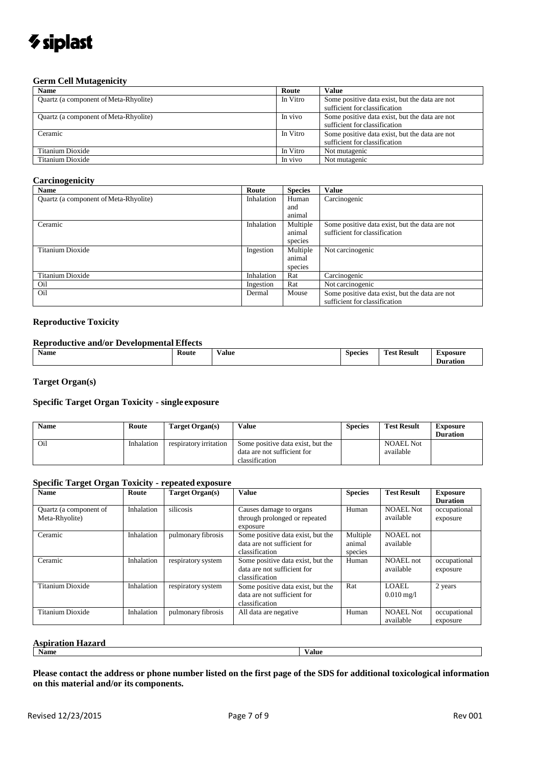### Germ Cell Mutagenicity

| Name | Route | Value |
|---|---|---|
| Quartz (a component of Meta-Rhyolite) | In Vitro | Some positive data exist, but the data are not sufficient for classification |
| Quartz (a component of Meta-Rhyolite) | In vivo | Some positive data exist, but the data are not sufficient for classification |
| Ceramic | In Vitro | Some positive data exist, but the data are not sufficient for classification |
| Titanium Dioxide | In Vitro | Not mutagenic |
| Titanium Dioxide | In vivo | Not mutagenic |

### Carcinogenicity

| Name | Route | Species | Value |
|---|---|---|---|
| Quartz (a component of Meta-Rhyolite) | Inhalation | Human and animal | Carcinogenic |
| Ceramic | Inhalation | Multiple animal species | Some positive data exist, but the data are not sufficient for classification |
| Titanium Dioxide | Ingestion | Multiple animal species | Not carcinogenic |
| Titanium Dioxide | Inhalation | Rat | Carcinogenic |
| Oil | Ingestion | Rat | Not carcinogenic |
| Oil | Dermal | Mouse | Some positive data exist, but the data are not sufficient for classification |

### Reproductive Toxicity

### Reproductive and/or Developmental Effects

| Name | Route | Value | Species | Test Result | Exposure Duration |
|---|---|---|---|---|---|

### Target Organ(s)

### Specific Target Organ Toxicity - single exposure

| Name | Route | Target Organ(s) | Value | Species | Test Result | Exposure Duration |
|---|---|---|---|---|---|---|
| Oil | Inhalation | respiratory irritation | Some positive data exist, but the data are not sufficient for classification | | NOAEL Not available | |

### Specific Target Organ Toxicity - repeated exposure

| Name | Route | Target Organ(s) | Value | Species | Test Result | Exposure Duration |
|---|---|---|---|---|---|---|
| Quartz (a component of Meta-Rhyolite) | Inhalation | silicosis | Causes damage to organs through prolonged or repeated exposure | Human | NOAEL Not available | occupational exposure |
| Ceramic | Inhalation | pulmonary fibrosis | Some positive data exist, but the data are not sufficient for classification | Multiple animal species | NOAEL not available | |
| Ceramic | Inhalation | respiratory system | Some positive data exist, but the data are not sufficient for classification | Human | NOAEL not available | occupational exposure |
| Titanium Dioxide | Inhalation | respiratory system | Some positive data exist, but the data are not sufficient for classification | Rat | LOAEL 0.010 mg/l | 2 years |
| Titanium Dioxide | Inhalation | pulmonary fibrosis | All data are negative | Human | NOAEL Not available | occupational exposure |

### Aspiration Hazard

| Name | Value |
|---|---|

**Please contact the address or phone number listed on the first page of the SDS for additional toxicological information on this material and/or its components.**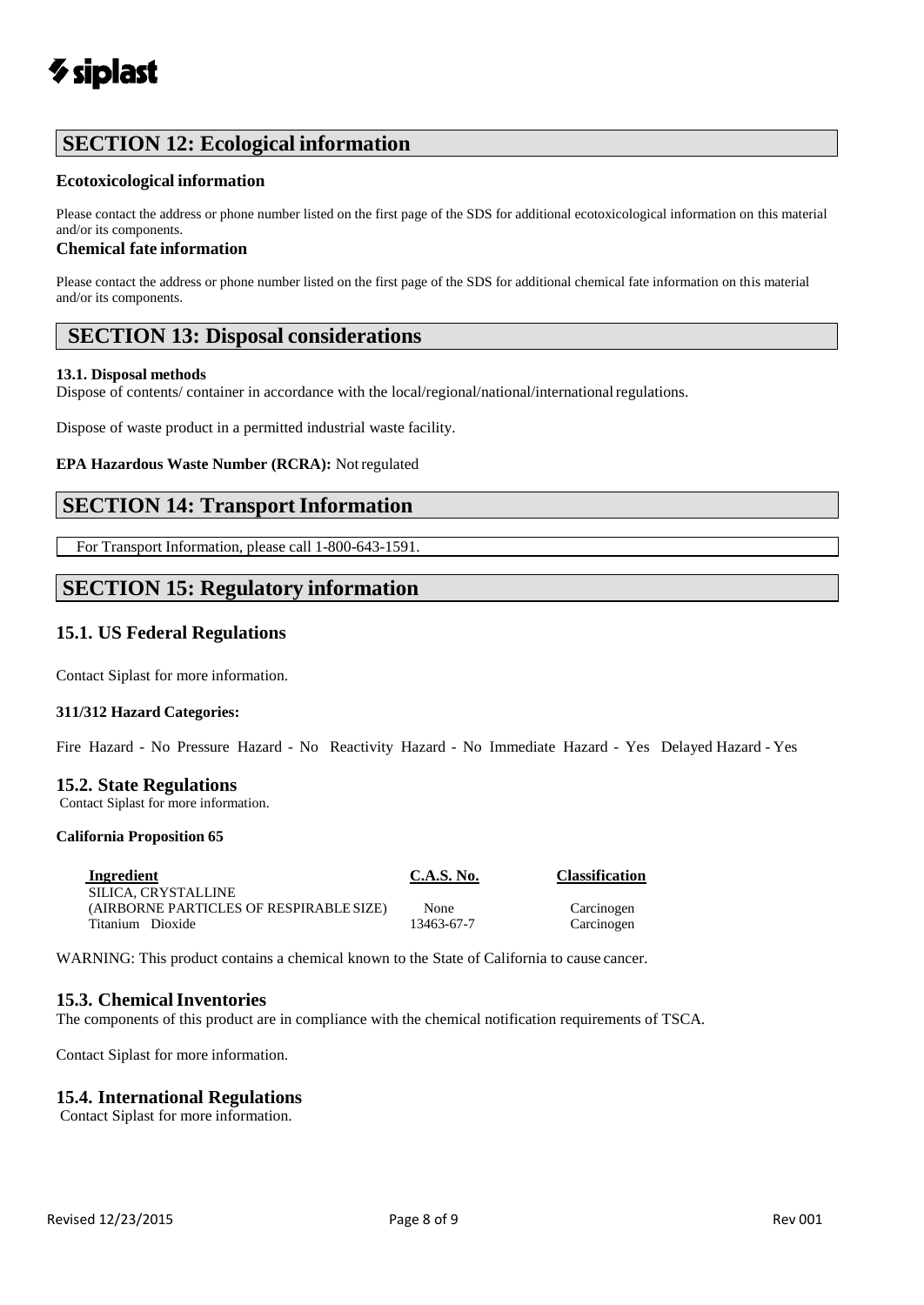## SECTION 12: Ecological information

### Ecotoxicological information

Please contact the address or phone number listed on the first page of the SDS for additional ecotoxicological information on this material and/or its components.

### Chemical fate information

Please contact the address or phone number listed on the first page of the SDS for additional chemical fate information on this material and/or its components.

## SECTION 13: Disposal considerations

**13.1. Disposal methods**

Dispose of contents/ container in accordance with the local/regional/national/international regulations.

Dispose of waste product in a permitted industrial waste facility.

**EPA Hazardous Waste Number (RCRA):** Not regulated

## SECTION 14: Transport Information

For Transport Information, please call 1-800-643-1591.

## SECTION 15: Regulatory information

### 15.1. US Federal Regulations

Contact Siplast for more information.

**311/312 Hazard Categories:**

Fire Hazard - No Pressure Hazard - No Reactivity Hazard - No Immediate Hazard - Yes Delayed Hazard - Yes

### 15.2. State Regulations

Contact Siplast for more information.

**California Proposition 65**

| Ingredient | C.A.S. No. | Classification |
|---|---|---|
| SILICA, CRYSTALLINE (AIRBORNE PARTICLES OF RESPIRABLE SIZE) | None | Carcinogen |
| Titanium Dioxide | 13463-67-7 | Carcinogen |

WARNING: This product contains a chemical known to the State of California to cause cancer.

### 15.3. Chemical Inventories

The components of this product are in compliance with the chemical notification requirements of TSCA.

Contact Siplast for more information.

### 15.4. International Regulations

Contact Siplast for more information.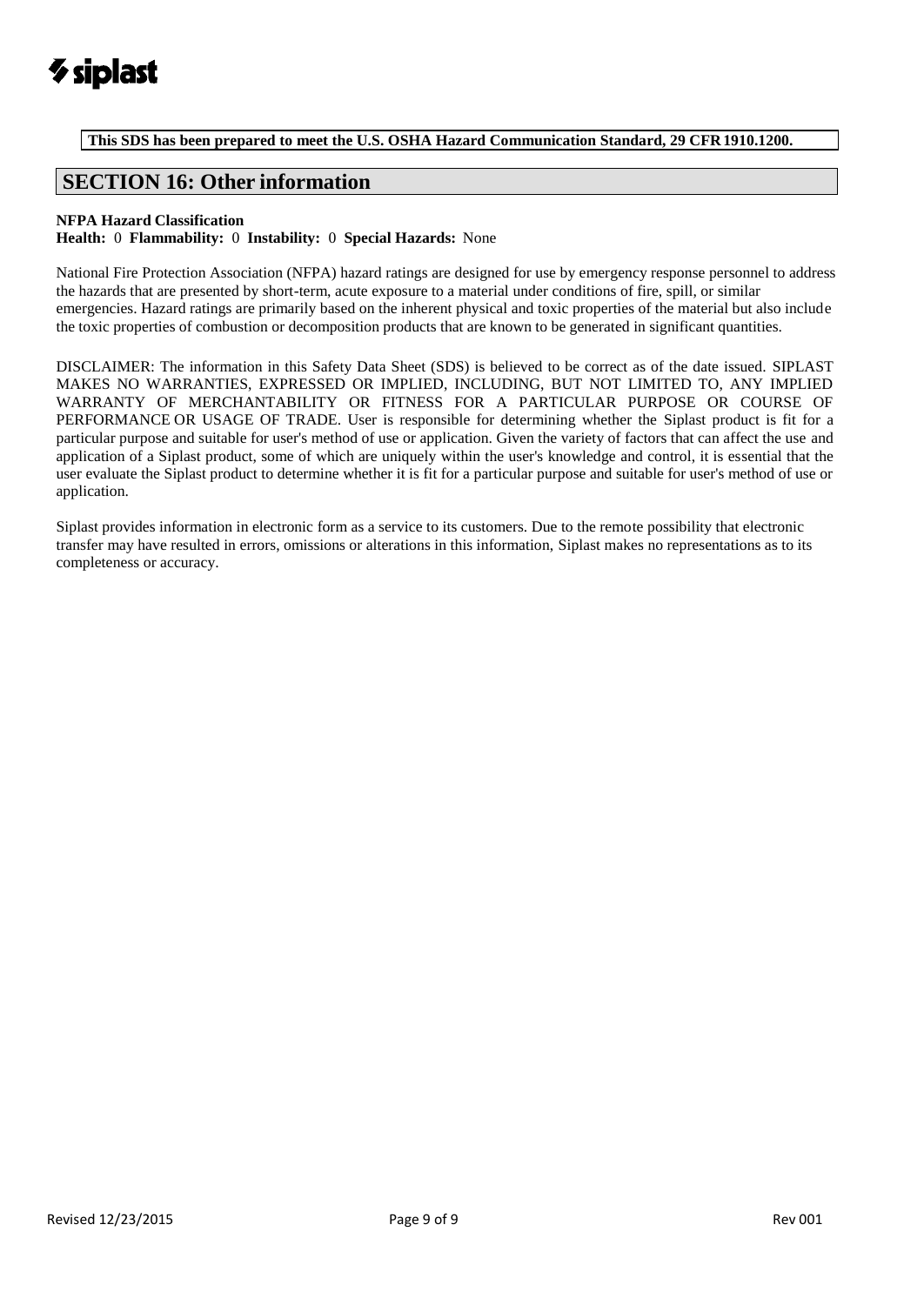**This SDS has been prepared to meet the U.S. OSHA Hazard Communication Standard, 29 CFR 1910.1200.**

## SECTION 16: Other information

**NFPA Hazard Classification**
**Health:** 0 **Flammability:** 0 **Instability:** 0 **Special Hazards:** None

National Fire Protection Association (NFPA) hazard ratings are designed for use by emergency response personnel to address the hazards that are presented by short-term, acute exposure to a material under conditions of fire, spill, or similar emergencies. Hazard ratings are primarily based on the inherent physical and toxic properties of the material but also include the toxic properties of combustion or decomposition products that are known to be generated in significant quantities.

DISCLAIMER: The information in this Safety Data Sheet (SDS) is believed to be correct as of the date issued. SIPLAST MAKES NO WARRANTIES, EXPRESSED OR IMPLIED, INCLUDING, BUT NOT LIMITED TO, ANY IMPLIED WARRANTY OF MERCHANTABILITY OR FITNESS FOR A PARTICULAR PURPOSE OR COURSE OF PERFORMANCE OR USAGE OF TRADE. User is responsible for determining whether the Siplast product is fit for a particular purpose and suitable for user's method of use or application. Given the variety of factors that can affect the use and application of a Siplast product, some of which are uniquely within the user's knowledge and control, it is essential that the user evaluate the Siplast product to determine whether it is fit for a particular purpose and suitable for user's method of use or application.

Siplast provides information in electronic form as a service to its customers. Due to the remote possibility that electronic transfer may have resulted in errors, omissions or alterations in this information, Siplast makes no representations as to its completeness or accuracy.

Revised 12/23/2015 Rev 001